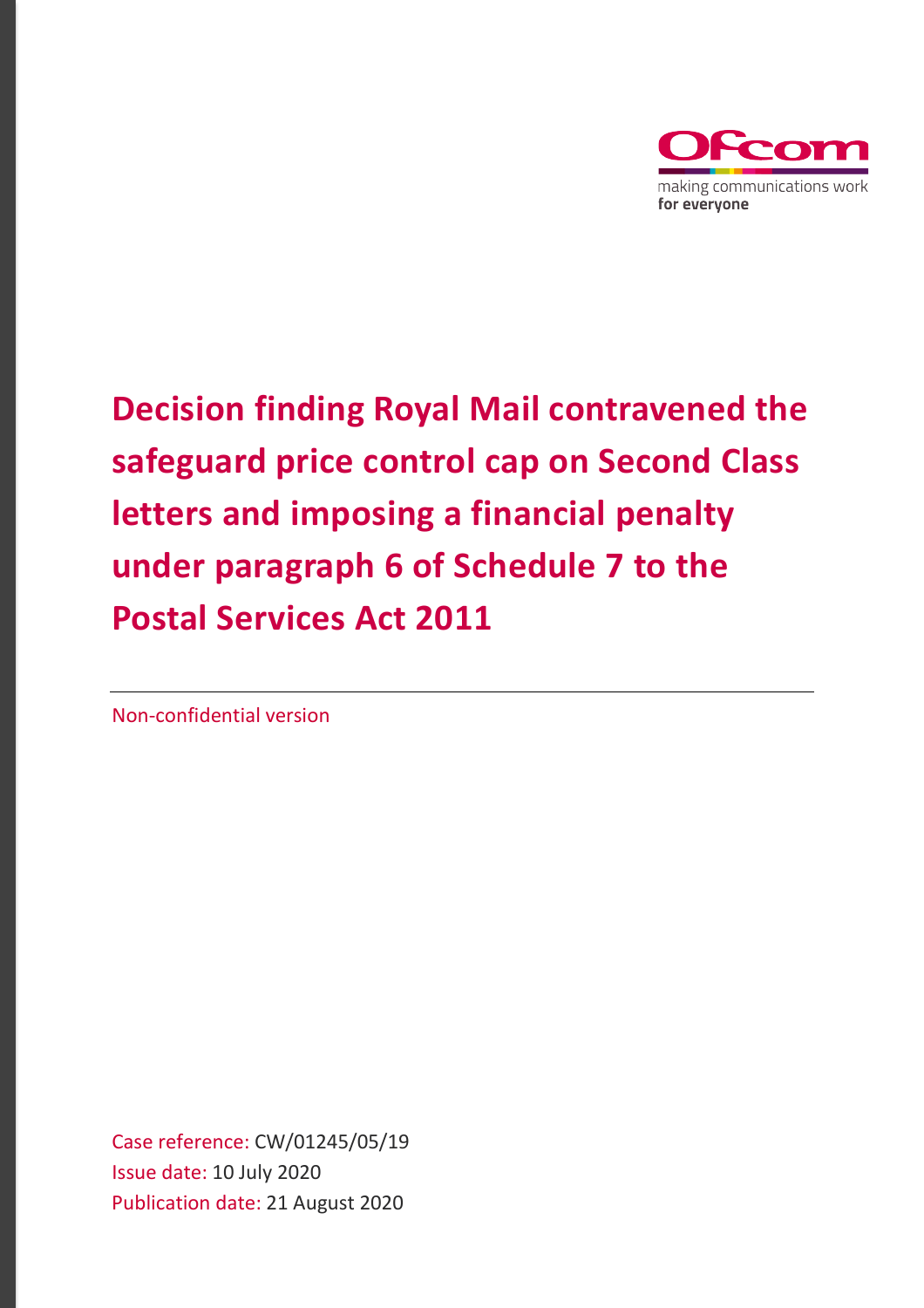Ofcom

making communications work
**for everyone**

# Decision finding Royal Mail contravened the safeguard price control cap on Second Class letters and imposing a financial penalty under paragraph 6 of Schedule 7 to the Postal Services Act 2011

Non-confidential version

Case reference: CW/01245/05/19
Issue date: 10 July 2020
Publication date: 21 August 2020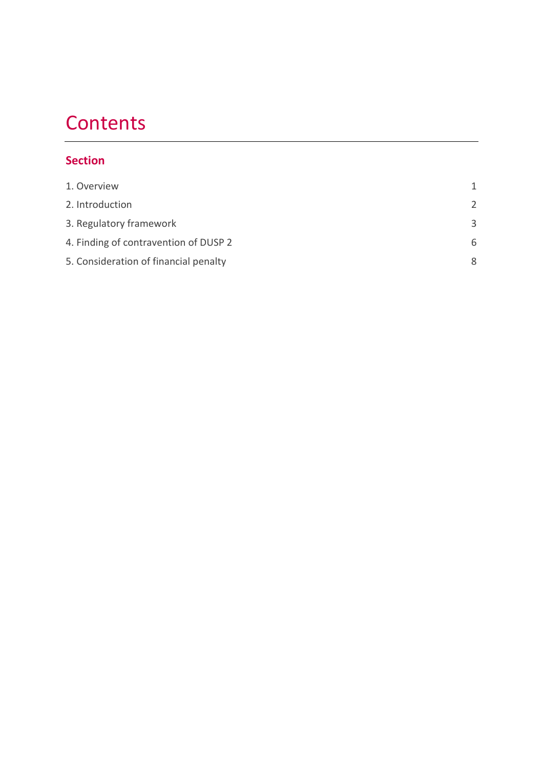# Contents

## Section

| | |
|---|---|
| 1. Overview | 1 |
| 2. Introduction | 2 |
| 3. Regulatory framework | 3 |
| 4. Finding of contravention of DUSP 2 | 6 |
| 5. Consideration of financial penalty | 8 |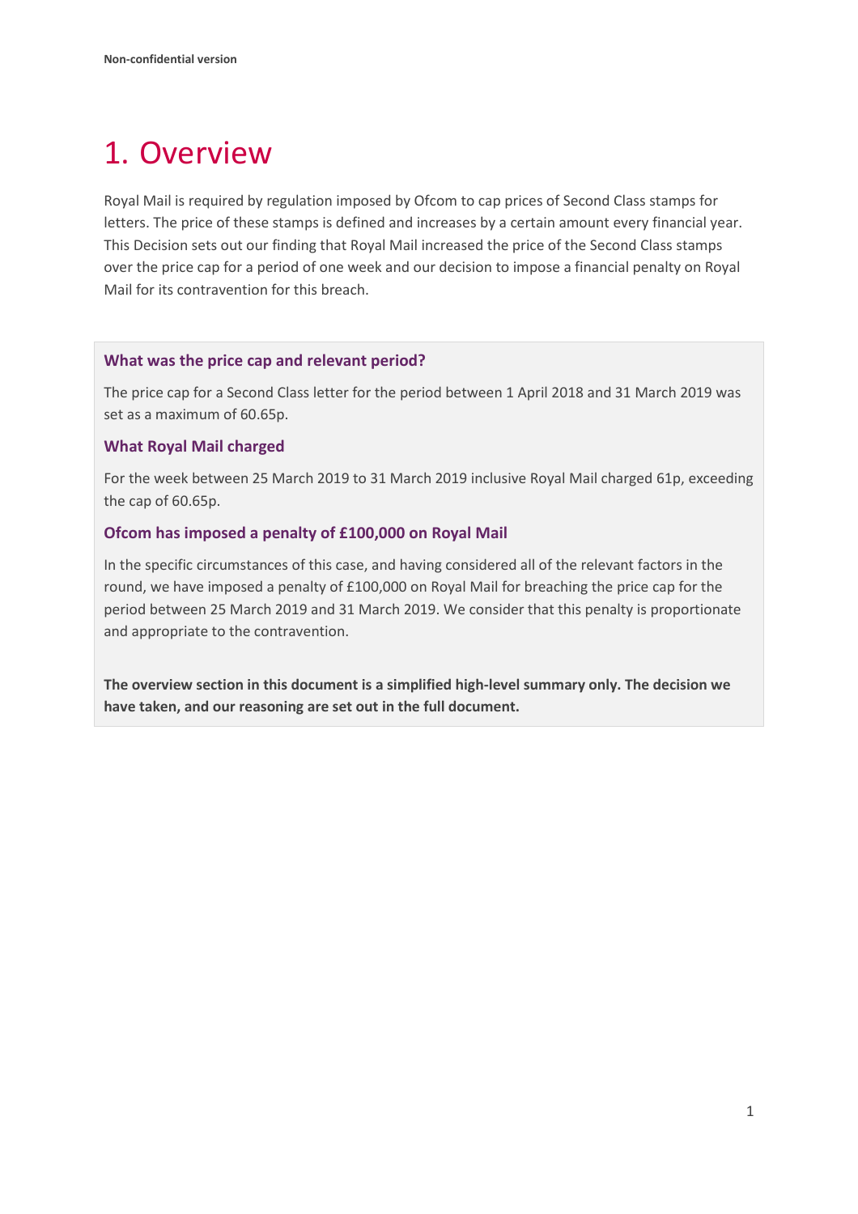# 1. Overview

Royal Mail is required by regulation imposed by Ofcom to cap prices of Second Class stamps for letters. The price of these stamps is defined and increases by a certain amount every financial year. This Decision sets out our finding that Royal Mail increased the price of the Second Class stamps over the price cap for a period of one week and our decision to impose a financial penalty on Royal Mail for its contravention for this breach.

### What was the price cap and relevant period?

The price cap for a Second Class letter for the period between 1 April 2018 and 31 March 2019 was set as a maximum of 60.65p.

### What Royal Mail charged

For the week between 25 March 2019 to 31 March 2019 inclusive Royal Mail charged 61p, exceeding the cap of 60.65p.

### Ofcom has imposed a penalty of £100,000 on Royal Mail

In the specific circumstances of this case, and having considered all of the relevant factors in the round, we have imposed a penalty of £100,000 on Royal Mail for breaching the price cap for the period between 25 March 2019 and 31 March 2019. We consider that this penalty is proportionate and appropriate to the contravention.

**The overview section in this document is a simplified high-level summary only. The decision we have taken, and our reasoning are set out in the full document.**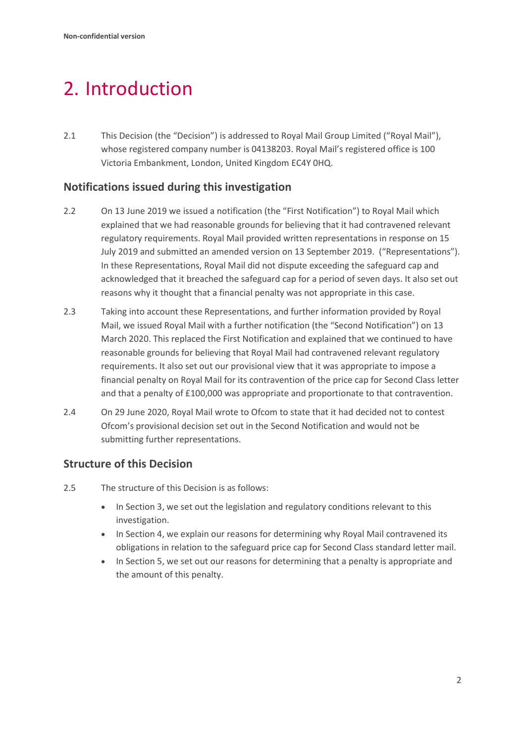# 2. Introduction

2.1 This Decision (the "Decision") is addressed to Royal Mail Group Limited ("Royal Mail"), whose registered company number is 04138203. Royal Mail's registered office is 100 Victoria Embankment, London, United Kingdom EC4Y 0HQ.

## Notifications issued during this investigation

2.2 On 13 June 2019 we issued a notification (the "First Notification") to Royal Mail which explained that we had reasonable grounds for believing that it had contravened relevant regulatory requirements. Royal Mail provided written representations in response on 15 July 2019 and submitted an amended version on 13 September 2019. ("Representations"). In these Representations, Royal Mail did not dispute exceeding the safeguard cap and acknowledged that it breached the safeguard cap for a period of seven days. It also set out reasons why it thought that a financial penalty was not appropriate in this case.

2.3 Taking into account these Representations, and further information provided by Royal Mail, we issued Royal Mail with a further notification (the "Second Notification") on 13 March 2020. This replaced the First Notification and explained that we continued to have reasonable grounds for believing that Royal Mail had contravened relevant regulatory requirements. It also set out our provisional view that it was appropriate to impose a financial penalty on Royal Mail for its contravention of the price cap for Second Class letter and that a penalty of £100,000 was appropriate and proportionate to that contravention.

2.4 On 29 June 2020, Royal Mail wrote to Ofcom to state that it had decided not to contest Ofcom's provisional decision set out in the Second Notification and would not be submitting further representations.

## Structure of this Decision

2.5 The structure of this Decision is as follows:

- In Section 3, we set out the legislation and regulatory conditions relevant to this investigation.
- In Section 4, we explain our reasons for determining why Royal Mail contravened its obligations in relation to the safeguard price cap for Second Class standard letter mail.
- In Section 5, we set out our reasons for determining that a penalty is appropriate and the amount of this penalty.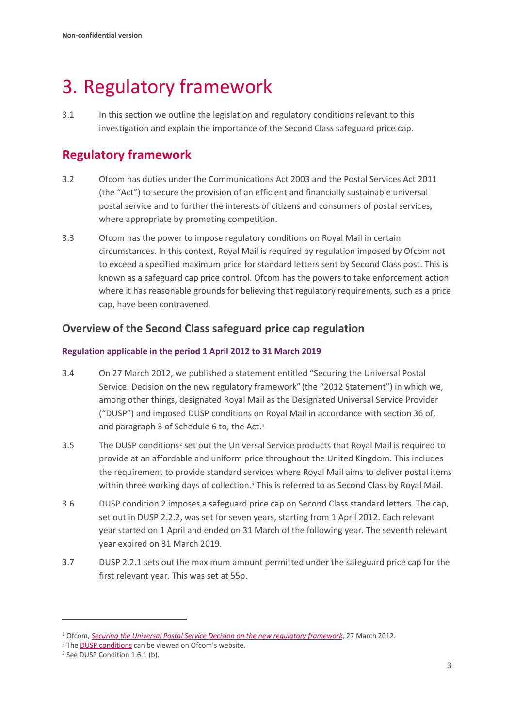# 3. Regulatory framework

3.1 In this section we outline the legislation and regulatory conditions relevant to this investigation and explain the importance of the Second Class safeguard price cap.

## Regulatory framework

3.2 Ofcom has duties under the Communications Act 2003 and the Postal Services Act 2011 (the "Act") to secure the provision of an efficient and financially sustainable universal postal service and to further the interests of citizens and consumers of postal services, where appropriate by promoting competition.

3.3 Ofcom has the power to impose regulatory conditions on Royal Mail in certain circumstances. In this context, Royal Mail is required by regulation imposed by Ofcom not to exceed a specified maximum price for standard letters sent by Second Class post. This is known as a safeguard cap price control. Ofcom has the powers to take enforcement action where it has reasonable grounds for believing that regulatory requirements, such as a price cap, have been contravened.

### Overview of the Second Class safeguard price cap regulation

#### Regulation applicable in the period 1 April 2012 to 31 March 2019

3.4 On 27 March 2012, we published a statement entitled "Securing the Universal Postal Service: Decision on the new regulatory framework" (the "2012 Statement") in which we, among other things, designated Royal Mail as the Designated Universal Service Provider ("DUSP") and imposed DUSP conditions on Royal Mail in accordance with section 36 of, and paragraph 3 of Schedule 6 to, the Act.[1]

3.5 The DUSP conditions[2] set out the Universal Service products that Royal Mail is required to provide at an affordable and uniform price throughout the United Kingdom. This includes the requirement to provide standard services where Royal Mail aims to deliver postal items within three working days of collection.[3] This is referred to as Second Class by Royal Mail.

3.6 DUSP condition 2 imposes a safeguard price cap on Second Class standard letters. The cap, set out in DUSP 2.2.2, was set for seven years, starting from 1 April 2012. Each relevant year started on 1 April and ended on 31 March of the following year. The seventh relevant year expired on 31 March 2019.

3.7 DUSP 2.2.1 sets out the maximum amount permitted under the safeguard price cap for the first relevant year. This was set at 55p.

---

[1] Ofcom, *Securing the Universal Postal Service Decision on the new regulatory framework*, 27 March 2012.

[2] The DUSP conditions can be viewed on Ofcom's website.

[3] See DUSP Condition 1.6.1 (b).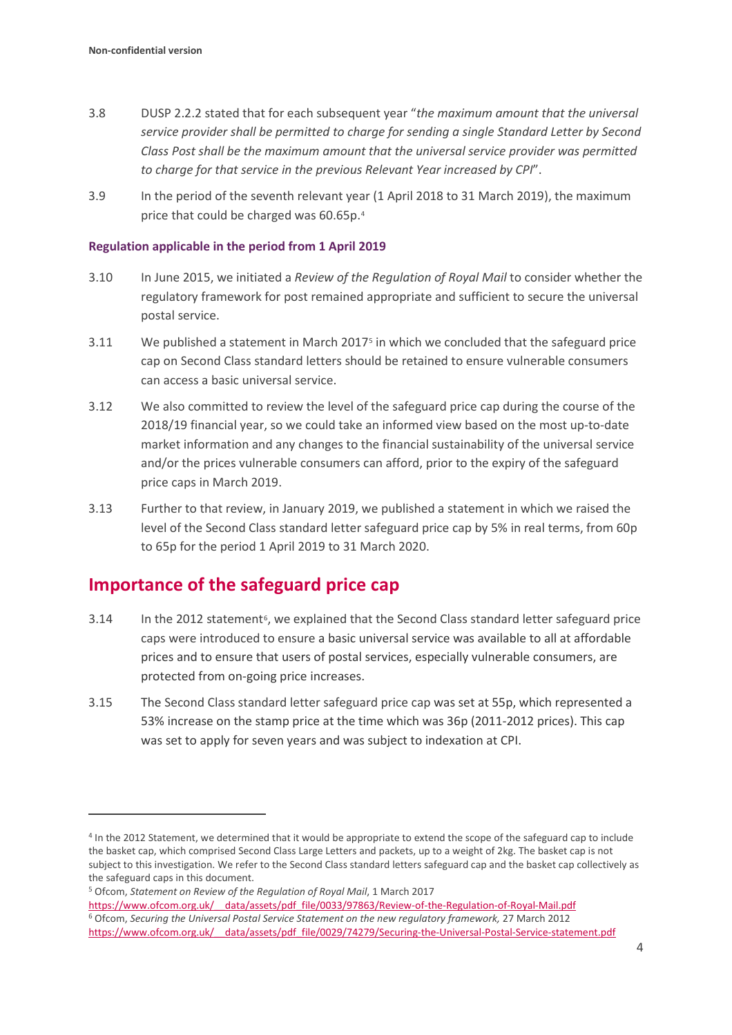3.8 DUSP 2.2.2 stated that for each subsequent year "*the maximum amount that the universal service provider shall be permitted to charge for sending a single Standard Letter by Second Class Post shall be the maximum amount that the universal service provider was permitted to charge for that service in the previous Relevant Year increased by CPI*".

3.9 In the period of the seventh relevant year (1 April 2018 to 31 March 2019), the maximum price that could be charged was 60.65p.[4]

### Regulation applicable in the period from 1 April 2019

3.10 In June 2015, we initiated a *Review of the Regulation of Royal Mail* to consider whether the regulatory framework for post remained appropriate and sufficient to secure the universal postal service.

3.11 We published a statement in March 2017[5] in which we concluded that the safeguard price cap on Second Class standard letters should be retained to ensure vulnerable consumers can access a basic universal service.

3.12 We also committed to review the level of the safeguard price cap during the course of the 2018/19 financial year, so we could take an informed view based on the most up-to-date market information and any changes to the financial sustainability of the universal service and/or the prices vulnerable consumers can afford, prior to the expiry of the safeguard price caps in March 2019.

3.13 Further to that review, in January 2019, we published a statement in which we raised the level of the Second Class standard letter safeguard price cap by 5% in real terms, from 60p to 65p for the period 1 April 2019 to 31 March 2020.

## Importance of the safeguard price cap

3.14 In the 2012 statement[6], we explained that the Second Class standard letter safeguard price caps were introduced to ensure a basic universal service was available to all at affordable prices and to ensure that users of postal services, especially vulnerable consumers, are protected from on-going price increases.

3.15 The Second Class standard letter safeguard price cap was set at 55p, which represented a 53% increase on the stamp price at the time which was 36p (2011-2012 prices). This cap was set to apply for seven years and was subject to indexation at CPI.

---

[4] In the 2012 Statement, we determined that it would be appropriate to extend the scope of the safeguard cap to include the basket cap, which comprised Second Class Large Letters and packets, up to a weight of 2kg. The basket cap is not subject to this investigation. We refer to the Second Class standard letters safeguard cap and the basket cap collectively as the safeguard caps in this document.

[5] Ofcom, *Statement on Review of the Regulation of Royal Mail*, 1 March 2017 https://www.ofcom.org.uk/__data/assets/pdf_file/0033/97863/Review-of-the-Regulation-of-Royal-Mail.pdf

[6] Ofcom, *Securing the Universal Postal Service Statement on the new regulatory framework,* 27 March 2012 https://www.ofcom.org.uk/__data/assets/pdf_file/0029/74279/Securing-the-Universal-Postal-Service-statement.pdf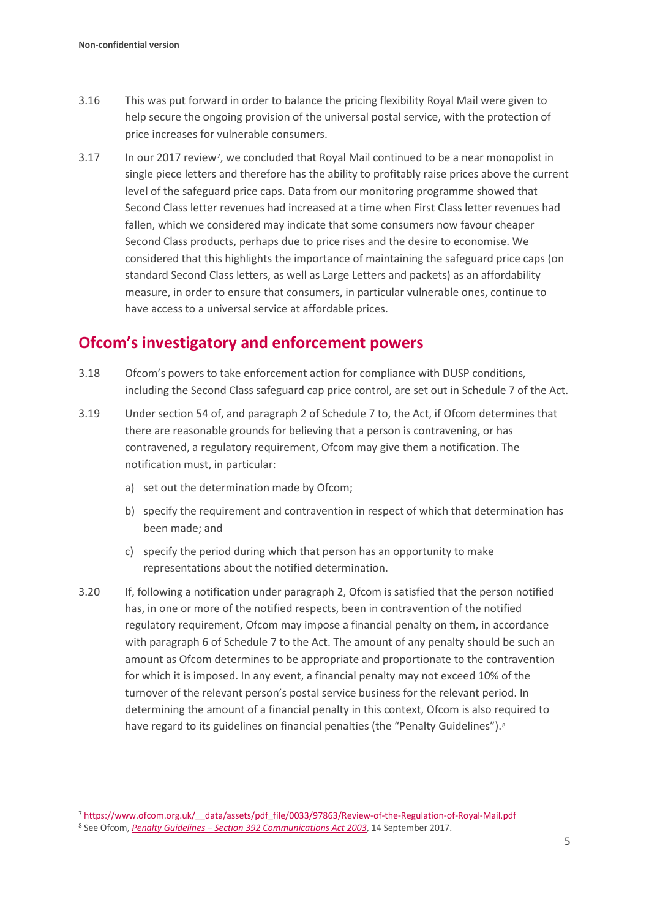3.16 This was put forward in order to balance the pricing flexibility Royal Mail were given to help secure the ongoing provision of the universal postal service, with the protection of price increases for vulnerable consumers.

3.17 In our 2017 review[7], we concluded that Royal Mail continued to be a near monopolist in single piece letters and therefore has the ability to profitably raise prices above the current level of the safeguard price caps. Data from our monitoring programme showed that Second Class letter revenues had increased at a time when First Class letter revenues had fallen, which we considered may indicate that some consumers now favour cheaper Second Class products, perhaps due to price rises and the desire to economise. We considered that this highlights the importance of maintaining the safeguard price caps (on standard Second Class letters, as well as Large Letters and packets) as an affordability measure, in order to ensure that consumers, in particular vulnerable ones, continue to have access to a universal service at affordable prices.

## Ofcom's investigatory and enforcement powers

3.18 Ofcom's powers to take enforcement action for compliance with DUSP conditions, including the Second Class safeguard cap price control, are set out in Schedule 7 of the Act.

3.19 Under section 54 of, and paragraph 2 of Schedule 7 to, the Act, if Ofcom determines that there are reasonable grounds for believing that a person is contravening, or has contravened, a regulatory requirement, Ofcom may give them a notification. The notification must, in particular:

a) set out the determination made by Ofcom;

b) specify the requirement and contravention in respect of which that determination has been made; and

c) specify the period during which that person has an opportunity to make representations about the notified determination.

3.20 If, following a notification under paragraph 2, Ofcom is satisfied that the person notified has, in one or more of the notified respects, been in contravention of the notified regulatory requirement, Ofcom may impose a financial penalty on them, in accordance with paragraph 6 of Schedule 7 to the Act. The amount of any penalty should be such an amount as Ofcom determines to be appropriate and proportionate to the contravention for which it is imposed. In any event, a financial penalty may not exceed 10% of the turnover of the relevant person's postal service business for the relevant period. In determining the amount of a financial penalty in this context, Ofcom is also required to have regard to its guidelines on financial penalties (the "Penalty Guidelines").[8]

---

[7] https://www.ofcom.org.uk/__data/assets/pdf_file/0033/97863/Review-of-the-Regulation-of-Royal-Mail.pdf

[8] See Ofcom, *Penalty Guidelines – Section 392 Communications Act 2003*, 14 September 2017.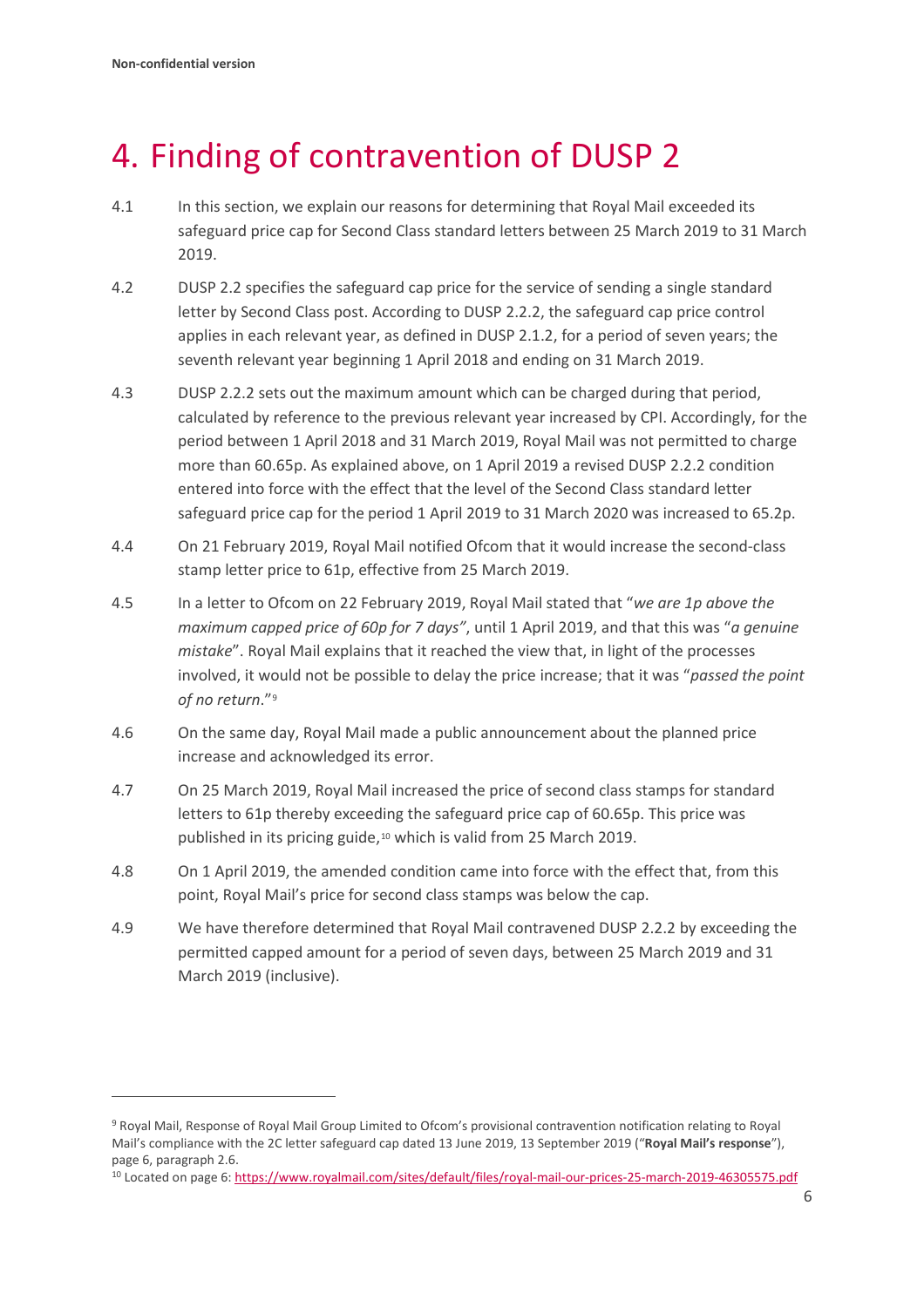# 4. Finding of contravention of DUSP 2

4.1 In this section, we explain our reasons for determining that Royal Mail exceeded its safeguard price cap for Second Class standard letters between 25 March 2019 to 31 March 2019.

4.2 DUSP 2.2 specifies the safeguard cap price for the service of sending a single standard letter by Second Class post. According to DUSP 2.2.2, the safeguard cap price control applies in each relevant year, as defined in DUSP 2.1.2, for a period of seven years; the seventh relevant year beginning 1 April 2018 and ending on 31 March 2019.

4.3 DUSP 2.2.2 sets out the maximum amount which can be charged during that period, calculated by reference to the previous relevant year increased by CPI. Accordingly, for the period between 1 April 2018 and 31 March 2019, Royal Mail was not permitted to charge more than 60.65p. As explained above, on 1 April 2019 a revised DUSP 2.2.2 condition entered into force with the effect that the level of the Second Class standard letter safeguard price cap for the period 1 April 2019 to 31 March 2020 was increased to 65.2p.

4.4 On 21 February 2019, Royal Mail notified Ofcom that it would increase the second-class stamp letter price to 61p, effective from 25 March 2019.

4.5 In a letter to Ofcom on 22 February 2019, Royal Mail stated that "*we are 1p above the maximum capped price of 60p for 7 days"*, until 1 April 2019, and that this was "*a genuine mistake*". Royal Mail explains that it reached the view that, in light of the processes involved, it would not be possible to delay the price increase; that it was "*passed the point of no return*."[9]

4.6 On the same day, Royal Mail made a public announcement about the planned price increase and acknowledged its error.

4.7 On 25 March 2019, Royal Mail increased the price of second class stamps for standard letters to 61p thereby exceeding the safeguard price cap of 60.65p. This price was published in its pricing guide,[10] which is valid from 25 March 2019.

4.8 On 1 April 2019, the amended condition came into force with the effect that, from this point, Royal Mail's price for second class stamps was below the cap.

4.9 We have therefore determined that Royal Mail contravened DUSP 2.2.2 by exceeding the permitted capped amount for a period of seven days, between 25 March 2019 and 31 March 2019 (inclusive).

---

[9] Royal Mail, Response of Royal Mail Group Limited to Ofcom's provisional contravention notification relating to Royal Mail's compliance with the 2C letter safeguard cap dated 13 June 2019, 13 September 2019 ("**Royal Mail's response**"), page 6, paragraph 2.6.

[10] Located on page 6: https://www.royalmail.com/sites/default/files/royal-mail-our-prices-25-march-2019-46305575.pdf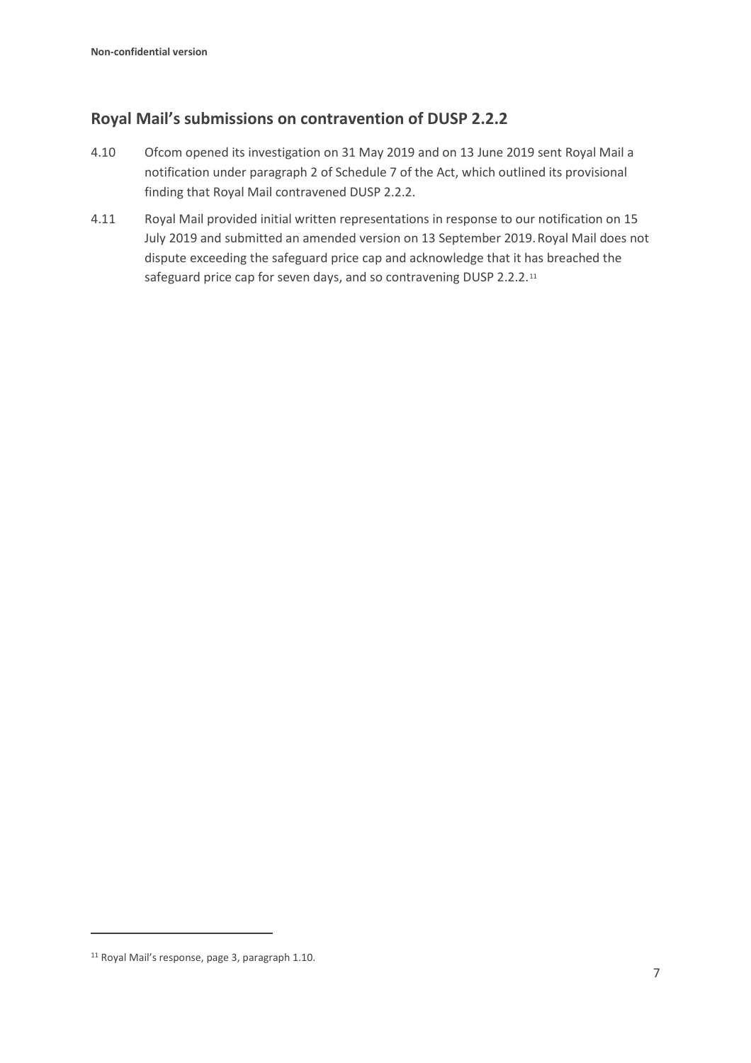## Royal Mail's submissions on contravention of DUSP 2.2.2

4.10 Ofcom opened its investigation on 31 May 2019 and on 13 June 2019 sent Royal Mail a notification under paragraph 2 of Schedule 7 of the Act, which outlined its provisional finding that Royal Mail contravened DUSP 2.2.2.

4.11 Royal Mail provided initial written representations in response to our notification on 15 July 2019 and submitted an amended version on 13 September 2019. Royal Mail does not dispute exceeding the safeguard price cap and acknowledge that it has breached the safeguard price cap for seven days, and so contravening DUSP 2.2.2.[11]

[11] Royal Mail's response, page 3, paragraph 1.10.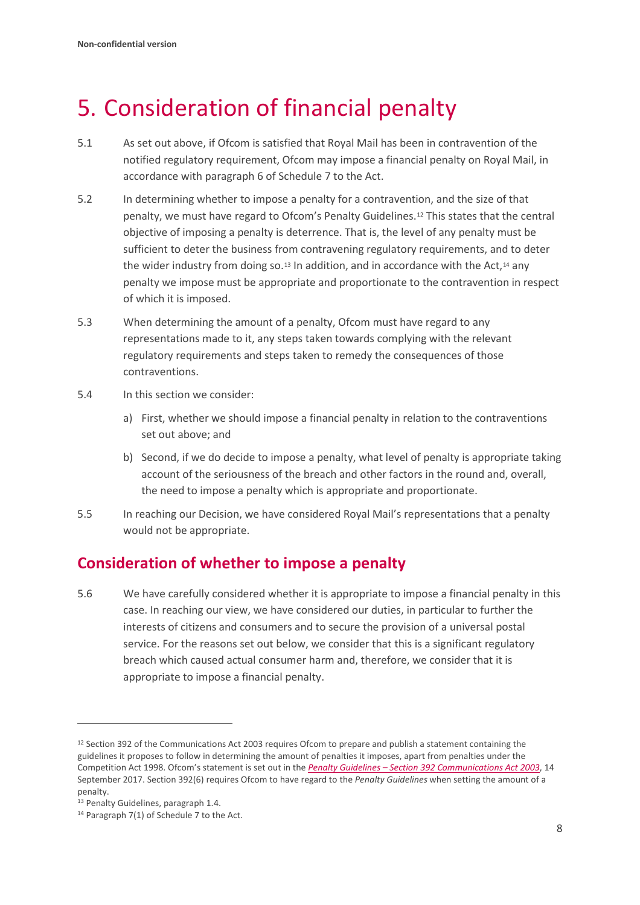# 5. Consideration of financial penalty

5.1 As set out above, if Ofcom is satisfied that Royal Mail has been in contravention of the notified regulatory requirement, Ofcom may impose a financial penalty on Royal Mail, in accordance with paragraph 6 of Schedule 7 to the Act.

5.2 In determining whether to impose a penalty for a contravention, and the size of that penalty, we must have regard to Ofcom's Penalty Guidelines.[12] This states that the central objective of imposing a penalty is deterrence. That is, the level of any penalty must be sufficient to deter the business from contravening regulatory requirements, and to deter the wider industry from doing so.[13] In addition, and in accordance with the Act,[14] any penalty we impose must be appropriate and proportionate to the contravention in respect of which it is imposed.

5.3 When determining the amount of a penalty, Ofcom must have regard to any representations made to it, any steps taken towards complying with the relevant regulatory requirements and steps taken to remedy the consequences of those contraventions.

5.4 In this section we consider:

a) First, whether we should impose a financial penalty in relation to the contraventions set out above; and

b) Second, if we do decide to impose a penalty, what level of penalty is appropriate taking account of the seriousness of the breach and other factors in the round and, overall, the need to impose a penalty which is appropriate and proportionate.

5.5 In reaching our Decision, we have considered Royal Mail's representations that a penalty would not be appropriate.

## Consideration of whether to impose a penalty

5.6 We have carefully considered whether it is appropriate to impose a financial penalty in this case. In reaching our view, we have considered our duties, in particular to further the interests of citizens and consumers and to secure the provision of a universal postal service. For the reasons set out below, we consider that this is a significant regulatory breach which caused actual consumer harm and, therefore, we consider that it is appropriate to impose a financial penalty.

---

[12] Section 392 of the Communications Act 2003 requires Ofcom to prepare and publish a statement containing the guidelines it proposes to follow in determining the amount of penalties it imposes, apart from penalties under the Competition Act 1998. Ofcom's statement is set out in the *Penalty Guidelines – Section 392 Communications Act 2003*, 14 September 2017. Section 392(6) requires Ofcom to have regard to the *Penalty Guidelines* when setting the amount of a penalty.

[13] Penalty Guidelines, paragraph 1.4.

[14] Paragraph 7(1) of Schedule 7 to the Act.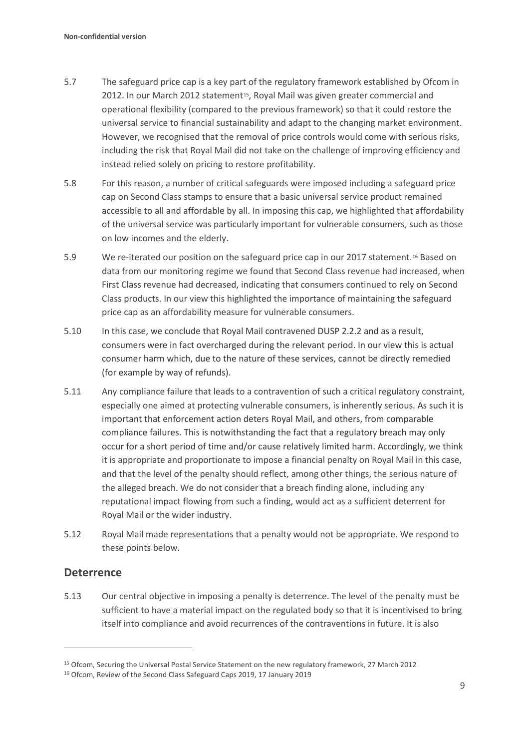5.7 The safeguard price cap is a key part of the regulatory framework established by Ofcom in 2012. In our March 2012 statement[15], Royal Mail was given greater commercial and operational flexibility (compared to the previous framework) so that it could restore the universal service to financial sustainability and adapt to the changing market environment. However, we recognised that the removal of price controls would come with serious risks, including the risk that Royal Mail did not take on the challenge of improving efficiency and instead relied solely on pricing to restore profitability.

5.8 For this reason, a number of critical safeguards were imposed including a safeguard price cap on Second Class stamps to ensure that a basic universal service product remained accessible to all and affordable by all. In imposing this cap, we highlighted that affordability of the universal service was particularly important for vulnerable consumers, such as those on low incomes and the elderly.

5.9 We re-iterated our position on the safeguard price cap in our 2017 statement.[16] Based on data from our monitoring regime we found that Second Class revenue had increased, when First Class revenue had decreased, indicating that consumers continued to rely on Second Class products. In our view this highlighted the importance of maintaining the safeguard price cap as an affordability measure for vulnerable consumers.

5.10 In this case, we conclude that Royal Mail contravened DUSP 2.2.2 and as a result, consumers were in fact overcharged during the relevant period. In our view this is actual consumer harm which, due to the nature of these services, cannot be directly remedied (for example by way of refunds).

5.11 Any compliance failure that leads to a contravention of such a critical regulatory constraint, especially one aimed at protecting vulnerable consumers, is inherently serious. As such it is important that enforcement action deters Royal Mail, and others, from comparable compliance failures. This is notwithstanding the fact that a regulatory breach may only occur for a short period of time and/or cause relatively limited harm. Accordingly, we think it is appropriate and proportionate to impose a financial penalty on Royal Mail in this case, and that the level of the penalty should reflect, among other things, the serious nature of the alleged breach. We do not consider that a breach finding alone, including any reputational impact flowing from such a finding, would act as a sufficient deterrent for Royal Mail or the wider industry.

5.12 Royal Mail made representations that a penalty would not be appropriate. We respond to these points below.

## Deterrence

5.13 Our central objective in imposing a penalty is deterrence. The level of the penalty must be sufficient to have a material impact on the regulated body so that it is incentivised to bring itself into compliance and avoid recurrences of the contraventions in future. It is also

---

[15] Ofcom, Securing the Universal Postal Service Statement on the new regulatory framework, 27 March 2012

[16] Ofcom, Review of the Second Class Safeguard Caps 2019, 17 January 2019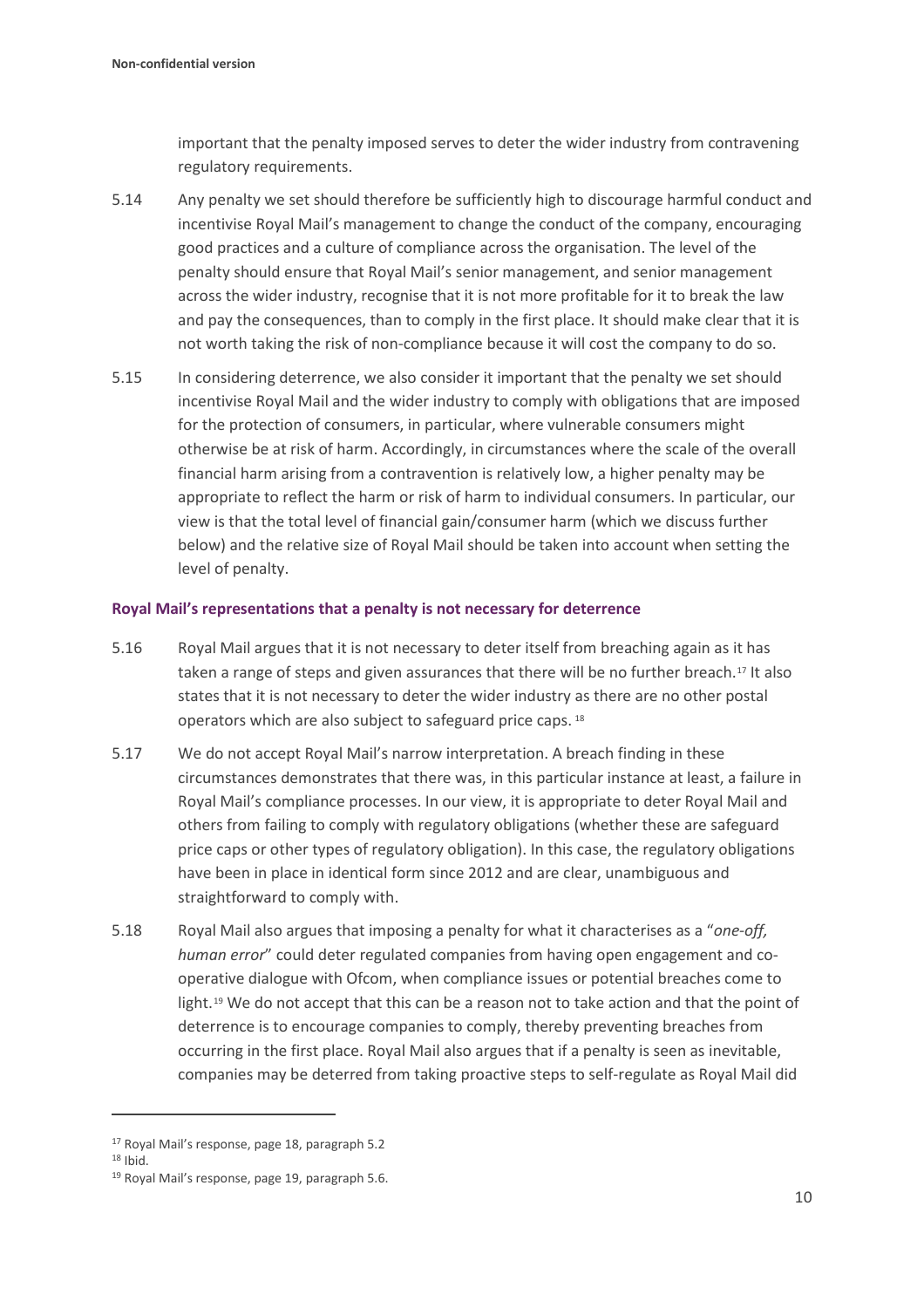important that the penalty imposed serves to deter the wider industry from contravening regulatory requirements.

5.14 Any penalty we set should therefore be sufficiently high to discourage harmful conduct and incentivise Royal Mail's management to change the conduct of the company, encouraging good practices and a culture of compliance across the organisation. The level of the penalty should ensure that Royal Mail's senior management, and senior management across the wider industry, recognise that it is not more profitable for it to break the law and pay the consequences, than to comply in the first place. It should make clear that it is not worth taking the risk of non-compliance because it will cost the company to do so.

5.15 In considering deterrence, we also consider it important that the penalty we set should incentivise Royal Mail and the wider industry to comply with obligations that are imposed for the protection of consumers, in particular, where vulnerable consumers might otherwise be at risk of harm. Accordingly, in circumstances where the scale of the overall financial harm arising from a contravention is relatively low, a higher penalty may be appropriate to reflect the harm or risk of harm to individual consumers. In particular, our view is that the total level of financial gain/consumer harm (which we discuss further below) and the relative size of Royal Mail should be taken into account when setting the level of penalty.

### Royal Mail's representations that a penalty is not necessary for deterrence

5.16 Royal Mail argues that it is not necessary to deter itself from breaching again as it has taken a range of steps and given assurances that there will be no further breach.[17] It also states that it is not necessary to deter the wider industry as there are no other postal operators which are also subject to safeguard price caps.[18]

5.17 We do not accept Royal Mail's narrow interpretation. A breach finding in these circumstances demonstrates that there was, in this particular instance at least, a failure in Royal Mail's compliance processes. In our view, it is appropriate to deter Royal Mail and others from failing to comply with regulatory obligations (whether these are safeguard price caps or other types of regulatory obligation). In this case, the regulatory obligations have been in place in identical form since 2012 and are clear, unambiguous and straightforward to comply with.

5.18 Royal Mail also argues that imposing a penalty for what it characterises as a "*one-off, human error*" could deter regulated companies from having open engagement and co-operative dialogue with Ofcom, when compliance issues or potential breaches come to light.[19] We do not accept that this can be a reason not to take action and that the point of deterrence is to encourage companies to comply, thereby preventing breaches from occurring in the first place. Royal Mail also argues that if a penalty is seen as inevitable, companies may be deterred from taking proactive steps to self-regulate as Royal Mail did

---

[17] Royal Mail's response, page 18, paragraph 5.2

[18] Ibid.

[19] Royal Mail's response, page 19, paragraph 5.6.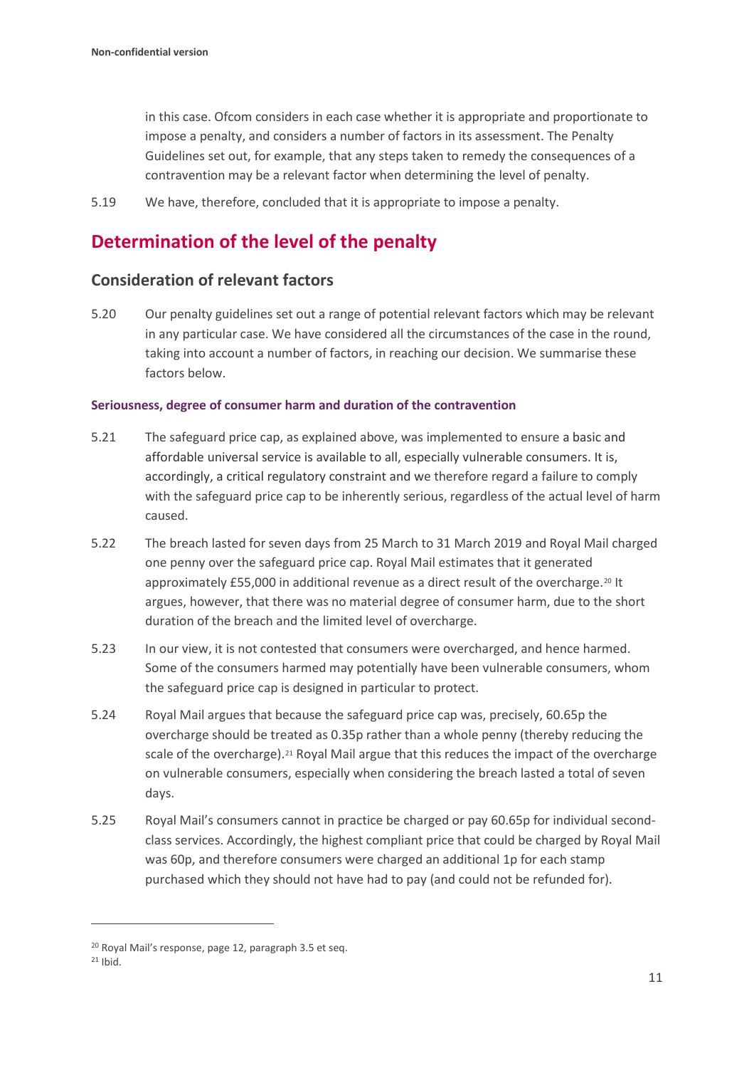in this case. Ofcom considers in each case whether it is appropriate and proportionate to impose a penalty, and considers a number of factors in its assessment. The Penalty Guidelines set out, for example, that any steps taken to remedy the consequences of a contravention may be a relevant factor when determining the level of penalty.

5.19 We have, therefore, concluded that it is appropriate to impose a penalty.

## Determination of the level of the penalty

### Consideration of relevant factors

5.20 Our penalty guidelines set out a range of potential relevant factors which may be relevant in any particular case. We have considered all the circumstances of the case in the round, taking into account a number of factors, in reaching our decision. We summarise these factors below.

#### Seriousness, degree of consumer harm and duration of the contravention

5.21 The safeguard price cap, as explained above, was implemented to ensure a basic and affordable universal service is available to all, especially vulnerable consumers. It is, accordingly, a critical regulatory constraint and we therefore regard a failure to comply with the safeguard price cap to be inherently serious, regardless of the actual level of harm caused.

5.22 The breach lasted for seven days from 25 March to 31 March 2019 and Royal Mail charged one penny over the safeguard price cap. Royal Mail estimates that it generated approximately £55,000 in additional revenue as a direct result of the overcharge.[20] It argues, however, that there was no material degree of consumer harm, due to the short duration of the breach and the limited level of overcharge.

5.23 In our view, it is not contested that consumers were overcharged, and hence harmed. Some of the consumers harmed may potentially have been vulnerable consumers, whom the safeguard price cap is designed in particular to protect.

5.24 Royal Mail argues that because the safeguard price cap was, precisely, 60.65p the overcharge should be treated as 0.35p rather than a whole penny (thereby reducing the scale of the overcharge).[21] Royal Mail argue that this reduces the impact of the overcharge on vulnerable consumers, especially when considering the breach lasted a total of seven days.

5.25 Royal Mail's consumers cannot in practice be charged or pay 60.65p for individual second-class services. Accordingly, the highest compliant price that could be charged by Royal Mail was 60p, and therefore consumers were charged an additional 1p for each stamp purchased which they should not have had to pay (and could not be refunded for).

[20] Royal Mail's response, page 12, paragraph 3.5 et seq.

[21] Ibid.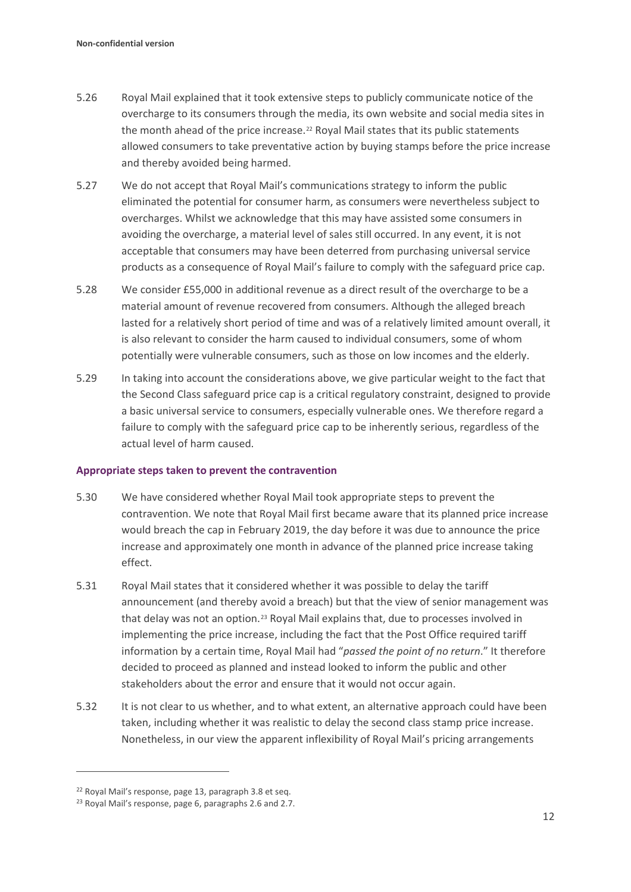5.26 Royal Mail explained that it took extensive steps to publicly communicate notice of the overcharge to its consumers through the media, its own website and social media sites in the month ahead of the price increase.[22] Royal Mail states that its public statements allowed consumers to take preventative action by buying stamps before the price increase and thereby avoided being harmed.

5.27 We do not accept that Royal Mail's communications strategy to inform the public eliminated the potential for consumer harm, as consumers were nevertheless subject to overcharges. Whilst we acknowledge that this may have assisted some consumers in avoiding the overcharge, a material level of sales still occurred. In any event, it is not acceptable that consumers may have been deterred from purchasing universal service products as a consequence of Royal Mail's failure to comply with the safeguard price cap.

5.28 We consider £55,000 in additional revenue as a direct result of the overcharge to be a material amount of revenue recovered from consumers. Although the alleged breach lasted for a relatively short period of time and was of a relatively limited amount overall, it is also relevant to consider the harm caused to individual consumers, some of whom potentially were vulnerable consumers, such as those on low incomes and the elderly.

5.29 In taking into account the considerations above, we give particular weight to the fact that the Second Class safeguard price cap is a critical regulatory constraint, designed to provide a basic universal service to consumers, especially vulnerable ones. We therefore regard a failure to comply with the safeguard price cap to be inherently serious, regardless of the actual level of harm caused.

### Appropriate steps taken to prevent the contravention

5.30 We have considered whether Royal Mail took appropriate steps to prevent the contravention. We note that Royal Mail first became aware that its planned price increase would breach the cap in February 2019, the day before it was due to announce the price increase and approximately one month in advance of the planned price increase taking effect.

5.31 Royal Mail states that it considered whether it was possible to delay the tariff announcement (and thereby avoid a breach) but that the view of senior management was that delay was not an option.[23] Royal Mail explains that, due to processes involved in implementing the price increase, including the fact that the Post Office required tariff information by a certain time, Royal Mail had "*passed the point of no return*." It therefore decided to proceed as planned and instead looked to inform the public and other stakeholders about the error and ensure that it would not occur again.

5.32 It is not clear to us whether, and to what extent, an alternative approach could have been taken, including whether it was realistic to delay the second class stamp price increase. Nonetheless, in our view the apparent inflexibility of Royal Mail's pricing arrangements

[22] Royal Mail's response, page 13, paragraph 3.8 et seq.

[23] Royal Mail's response, page 6, paragraphs 2.6 and 2.7.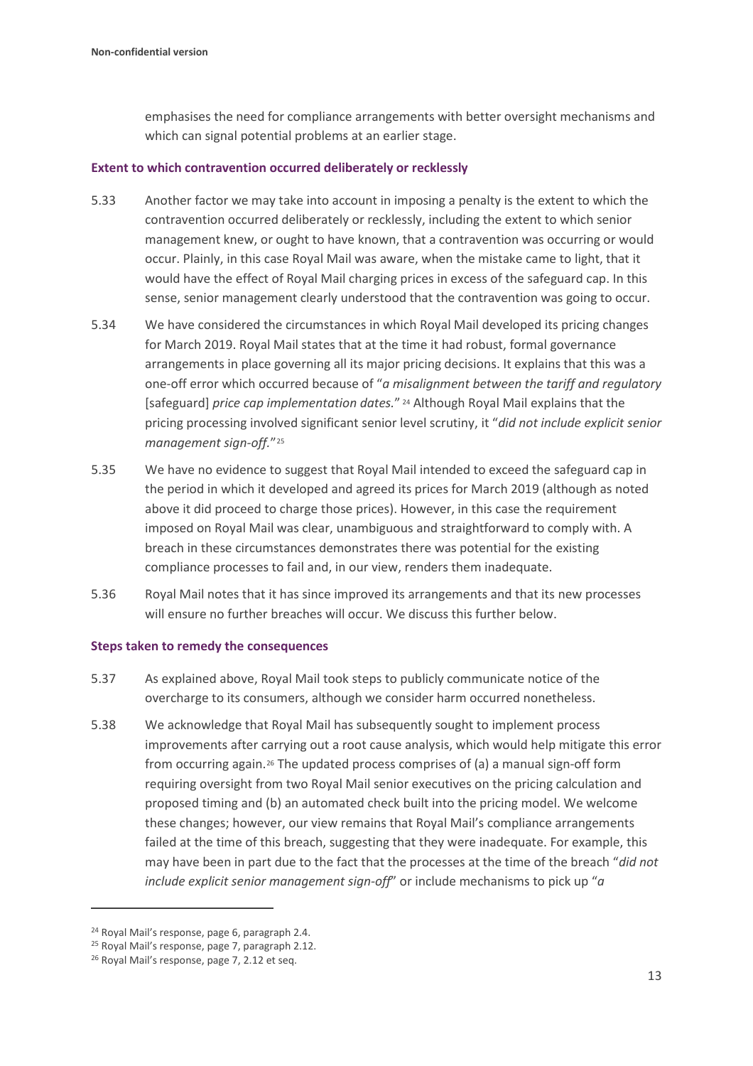emphasises the need for compliance arrangements with better oversight mechanisms and which can signal potential problems at an earlier stage.

### Extent to which contravention occurred deliberately or recklessly

5.33 Another factor we may take into account in imposing a penalty is the extent to which the contravention occurred deliberately or recklessly, including the extent to which senior management knew, or ought to have known, that a contravention was occurring or would occur. Plainly, in this case Royal Mail was aware, when the mistake came to light, that it would have the effect of Royal Mail charging prices in excess of the safeguard cap. In this sense, senior management clearly understood that the contravention was going to occur.

5.34 We have considered the circumstances in which Royal Mail developed its pricing changes for March 2019. Royal Mail states that at the time it had robust, formal governance arrangements in place governing all its major pricing decisions. It explains that this was a one-off error which occurred because of "*a misalignment between the tariff and regulatory* [safeguard] *price cap implementation dates.*" [24] Although Royal Mail explains that the pricing processing involved significant senior level scrutiny, it "*did not include explicit senior management sign-off.*"[25]

5.35 We have no evidence to suggest that Royal Mail intended to exceed the safeguard cap in the period in which it developed and agreed its prices for March 2019 (although as noted above it did proceed to charge those prices). However, in this case the requirement imposed on Royal Mail was clear, unambiguous and straightforward to comply with. A breach in these circumstances demonstrates there was potential for the existing compliance processes to fail and, in our view, renders them inadequate.

5.36 Royal Mail notes that it has since improved its arrangements and that its new processes will ensure no further breaches will occur. We discuss this further below.

### Steps taken to remedy the consequences

5.37 As explained above, Royal Mail took steps to publicly communicate notice of the overcharge to its consumers, although we consider harm occurred nonetheless.

5.38 We acknowledge that Royal Mail has subsequently sought to implement process improvements after carrying out a root cause analysis, which would help mitigate this error from occurring again.[26] The updated process comprises of (a) a manual sign-off form requiring oversight from two Royal Mail senior executives on the pricing calculation and proposed timing and (b) an automated check built into the pricing model. We welcome these changes; however, our view remains that Royal Mail's compliance arrangements failed at the time of this breach, suggesting that they were inadequate. For example, this may have been in part due to the fact that the processes at the time of the breach "*did not include explicit senior management sign-off*" or include mechanisms to pick up "*a*

---

[24] Royal Mail's response, page 6, paragraph 2.4.

[25] Royal Mail's response, page 7, paragraph 2.12.

[26] Royal Mail's response, page 7, 2.12 et seq.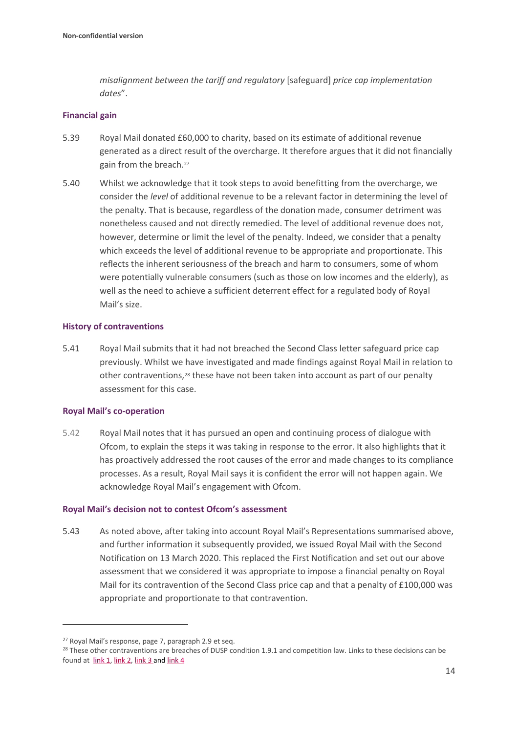*misalignment between the tariff and regulatory* [safeguard] *price cap implementation dates*".

### Financial gain

5.39 Royal Mail donated £60,000 to charity, based on its estimate of additional revenue generated as a direct result of the overcharge. It therefore argues that it did not financially gain from the breach.[27]

5.40 Whilst we acknowledge that it took steps to avoid benefitting from the overcharge, we consider the *level* of additional revenue to be a relevant factor in determining the level of the penalty. That is because, regardless of the donation made, consumer detriment was nonetheless caused and not directly remedied. The level of additional revenue does not, however, determine or limit the level of the penalty. Indeed, we consider that a penalty which exceeds the level of additional revenue to be appropriate and proportionate. This reflects the inherent seriousness of the breach and harm to consumers, some of whom were potentially vulnerable consumers (such as those on low incomes and the elderly), as well as the need to achieve a sufficient deterrent effect for a regulated body of Royal Mail's size.

### History of contraventions

5.41 Royal Mail submits that it had not breached the Second Class letter safeguard price cap previously. Whilst we have investigated and made findings against Royal Mail in relation to other contraventions,[28] these have not been taken into account as part of our penalty assessment for this case.

### Royal Mail's co-operation

5.42 Royal Mail notes that it has pursued an open and continuing process of dialogue with Ofcom, to explain the steps it was taking in response to the error. It also highlights that it has proactively addressed the root causes of the error and made changes to its compliance processes. As a result, Royal Mail says it is confident the error will not happen again. We acknowledge Royal Mail's engagement with Ofcom.

### Royal Mail's decision not to contest Ofcom's assessment

5.43 As noted above, after taking into account Royal Mail's Representations summarised above, and further information it subsequently provided, we issued Royal Mail with the Second Notification on 13 March 2020. This replaced the First Notification and set out our above assessment that we considered it was appropriate to impose a financial penalty on Royal Mail for its contravention of the Second Class price cap and that a penalty of £100,000 was appropriate and proportionate to that contravention.

---

[27] Royal Mail's response, page 7, paragraph 2.9 et seq.

[28] These other contraventions are breaches of DUSP condition 1.9.1 and competition law. Links to these decisions can be found at link 1, link 2, link 3 and link 4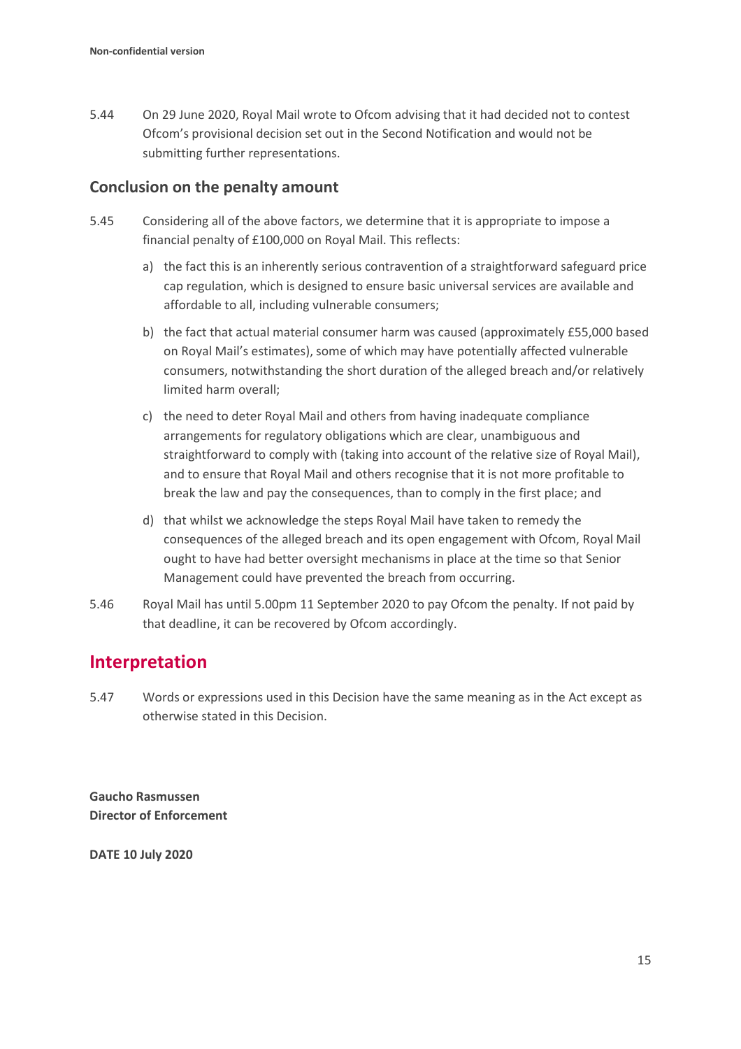5.44 On 29 June 2020, Royal Mail wrote to Ofcom advising that it had decided not to contest Ofcom's provisional decision set out in the Second Notification and would not be submitting further representations.

### Conclusion on the penalty amount

5.45 Considering all of the above factors, we determine that it is appropriate to impose a financial penalty of £100,000 on Royal Mail. This reflects:

a) the fact this is an inherently serious contravention of a straightforward safeguard price cap regulation, which is designed to ensure basic universal services are available and affordable to all, including vulnerable consumers;

b) the fact that actual material consumer harm was caused (approximately £55,000 based on Royal Mail's estimates), some of which may have potentially affected vulnerable consumers, notwithstanding the short duration of the alleged breach and/or relatively limited harm overall;

c) the need to deter Royal Mail and others from having inadequate compliance arrangements for regulatory obligations which are clear, unambiguous and straightforward to comply with (taking into account of the relative size of Royal Mail), and to ensure that Royal Mail and others recognise that it is not more profitable to break the law and pay the consequences, than to comply in the first place; and

d) that whilst we acknowledge the steps Royal Mail have taken to remedy the consequences of the alleged breach and its open engagement with Ofcom, Royal Mail ought to have had better oversight mechanisms in place at the time so that Senior Management could have prevented the breach from occurring.

5.46 Royal Mail has until 5.00pm 11 September 2020 to pay Ofcom the penalty. If not paid by that deadline, it can be recovered by Ofcom accordingly.

## Interpretation

5.47 Words or expressions used in this Decision have the same meaning as in the Act except as otherwise stated in this Decision.

**Gaucho Rasmussen**
**Director of Enforcement**

**DATE 10 July 2020**